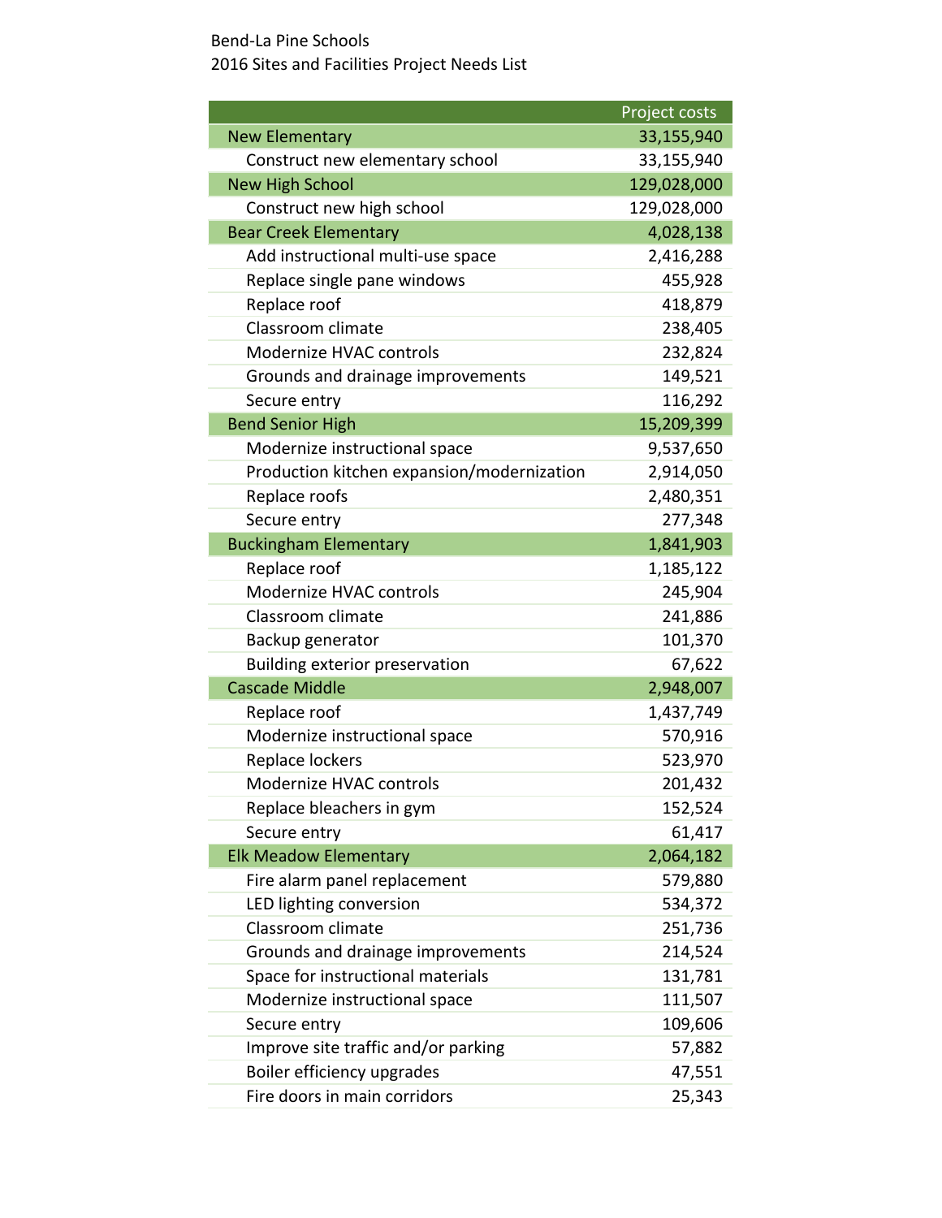Bend-La Pine Schools
2016 Sites and Facilities Project Needs List

| | Project costs |
|---|---|
| **New Elementary** | **33,155,940** |
| Construct new elementary school | 33,155,940 |
| **New High School** | **129,028,000** |
| Construct new high school | 129,028,000 |
| **Bear Creek Elementary** | **4,028,138** |
| Add instructional multi-use space | 2,416,288 |
| Replace single pane windows | 455,928 |
| Replace roof | 418,879 |
| Classroom climate | 238,405 |
| Modernize HVAC controls | 232,824 |
| Grounds and drainage improvements | 149,521 |
| Secure entry | 116,292 |
| **Bend Senior High** | **15,209,399** |
| Modernize instructional space | 9,537,650 |
| Production kitchen expansion/modernization | 2,914,050 |
| Replace roofs | 2,480,351 |
| Secure entry | 277,348 |
| **Buckingham Elementary** | **1,841,903** |
| Replace roof | 1,185,122 |
| Modernize HVAC controls | 245,904 |
| Classroom climate | 241,886 |
| Backup generator | 101,370 |
| Building exterior preservation | 67,622 |
| **Cascade Middle** | **2,948,007** |
| Replace roof | 1,437,749 |
| Modernize instructional space | 570,916 |
| Replace lockers | 523,970 |
| Modernize HVAC controls | 201,432 |
| Replace bleachers in gym | 152,524 |
| Secure entry | 61,417 |
| **Elk Meadow Elementary** | **2,064,182** |
| Fire alarm panel replacement | 579,880 |
| LED lighting conversion | 534,372 |
| Classroom climate | 251,736 |
| Grounds and drainage improvements | 214,524 |
| Space for instructional materials | 131,781 |
| Modernize instructional space | 111,507 |
| Secure entry | 109,606 |
| Improve site traffic and/or parking | 57,882 |
| Boiler efficiency upgrades | 47,551 |
| Fire doors in main corridors | 25,343 |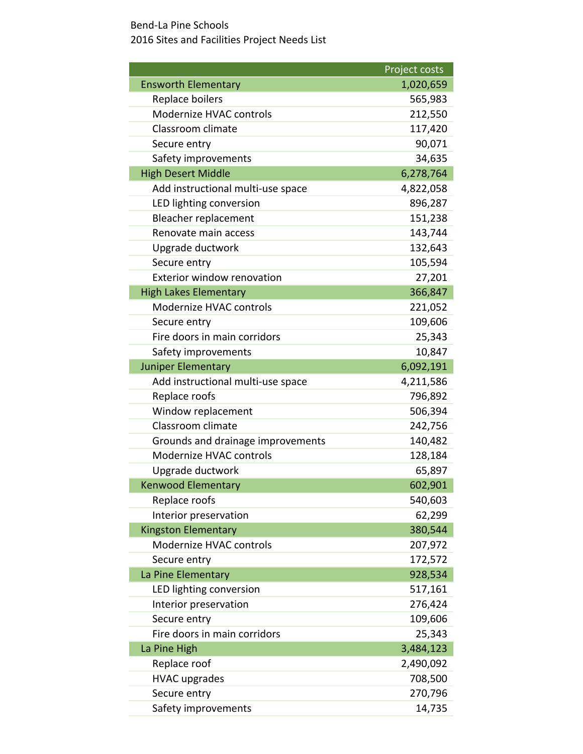Bend-La Pine Schools
2016 Sites and Facilities Project Needs List

| | Project costs |
|---|---|
| **Ensworth Elementary** | **1,020,659** |
| Replace boilers | 565,983 |
| Modernize HVAC controls | 212,550 |
| Classroom climate | 117,420 |
| Secure entry | 90,071 |
| Safety improvements | 34,635 |
| **High Desert Middle** | **6,278,764** |
| Add instructional multi-use space | 4,822,058 |
| LED lighting conversion | 896,287 |
| Bleacher replacement | 151,238 |
| Renovate main access | 143,744 |
| Upgrade ductwork | 132,643 |
| Secure entry | 105,594 |
| Exterior window renovation | 27,201 |
| **High Lakes Elementary** | **366,847** |
| Modernize HVAC controls | 221,052 |
| Secure entry | 109,606 |
| Fire doors in main corridors | 25,343 |
| Safety improvements | 10,847 |
| **Juniper Elementary** | **6,092,191** |
| Add instructional multi-use space | 4,211,586 |
| Replace roofs | 796,892 |
| Window replacement | 506,394 |
| Classroom climate | 242,756 |
| Grounds and drainage improvements | 140,482 |
| Modernize HVAC controls | 128,184 |
| Upgrade ductwork | 65,897 |
| **Kenwood Elementary** | **602,901** |
| Replace roofs | 540,603 |
| Interior preservation | 62,299 |
| **Kingston Elementary** | **380,544** |
| Modernize HVAC controls | 207,972 |
| Secure entry | 172,572 |
| **La Pine Elementary** | **928,534** |
| LED lighting conversion | 517,161 |
| Interior preservation | 276,424 |
| Secure entry | 109,606 |
| Fire doors in main corridors | 25,343 |
| **La Pine High** | **3,484,123** |
| Replace roof | 2,490,092 |
| HVAC upgrades | 708,500 |
| Secure entry | 270,796 |
| Safety improvements | 14,735 |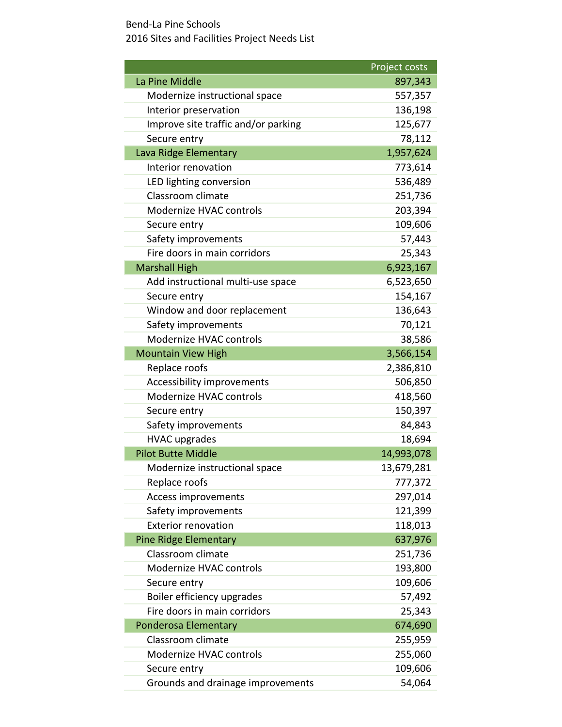Bend-La Pine Schools
2016 Sites and Facilities Project Needs List

| | Project costs |
|---|---|
| **La Pine Middle** | **897,343** |
| Modernize instructional space | 557,357 |
| Interior preservation | 136,198 |
| Improve site traffic and/or parking | 125,677 |
| Secure entry | 78,112 |
| **Lava Ridge Elementary** | **1,957,624** |
| Interior renovation | 773,614 |
| LED lighting conversion | 536,489 |
| Classroom climate | 251,736 |
| Modernize HVAC controls | 203,394 |
| Secure entry | 109,606 |
| Safety improvements | 57,443 |
| Fire doors in main corridors | 25,343 |
| **Marshall High** | **6,923,167** |
| Add instructional multi-use space | 6,523,650 |
| Secure entry | 154,167 |
| Window and door replacement | 136,643 |
| Safety improvements | 70,121 |
| Modernize HVAC controls | 38,586 |
| **Mountain View High** | **3,566,154** |
| Replace roofs | 2,386,810 |
| Accessibility improvements | 506,850 |
| Modernize HVAC controls | 418,560 |
| Secure entry | 150,397 |
| Safety improvements | 84,843 |
| HVAC upgrades | 18,694 |
| **Pilot Butte Middle** | **14,993,078** |
| Modernize instructional space | 13,679,281 |
| Replace roofs | 777,372 |
| Access improvements | 297,014 |
| Safety improvements | 121,399 |
| Exterior renovation | 118,013 |
| **Pine Ridge Elementary** | **637,976** |
| Classroom climate | 251,736 |
| Modernize HVAC controls | 193,800 |
| Secure entry | 109,606 |
| Boiler efficiency upgrades | 57,492 |
| Fire doors in main corridors | 25,343 |
| **Ponderosa Elementary** | **674,690** |
| Classroom climate | 255,959 |
| Modernize HVAC controls | 255,060 |
| Secure entry | 109,606 |
| Grounds and drainage improvements | 54,064 |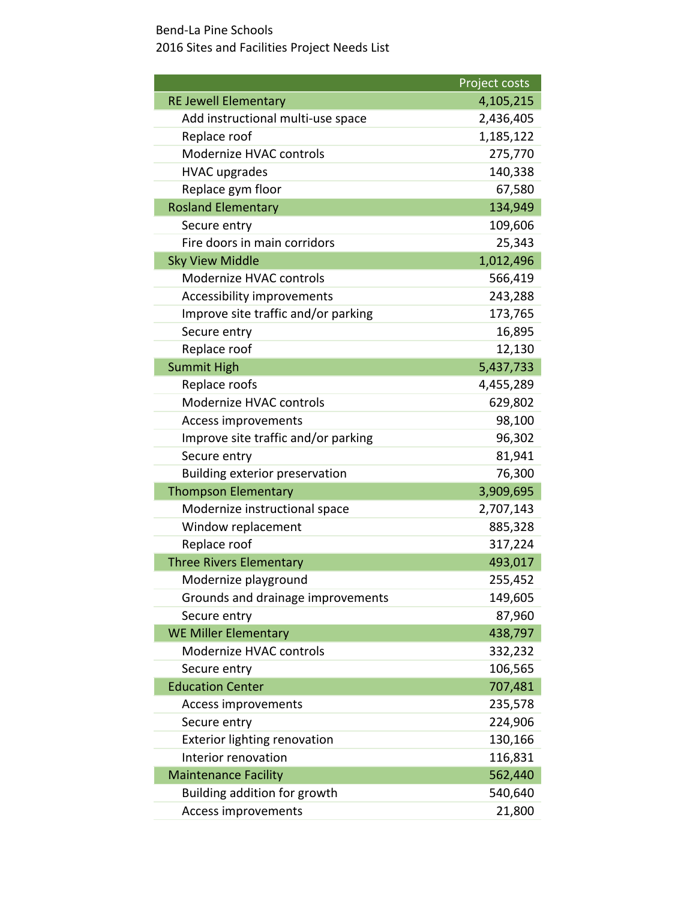Bend-La Pine Schools
2016 Sites and Facilities Project Needs List

| | Project costs |
|---|---|
| **RE Jewell Elementary** | **4,105,215** |
| Add instructional multi-use space | 2,436,405 |
| Replace roof | 1,185,122 |
| Modernize HVAC controls | 275,770 |
| HVAC upgrades | 140,338 |
| Replace gym floor | 67,580 |
| **Rosland Elementary** | **134,949** |
| Secure entry | 109,606 |
| Fire doors in main corridors | 25,343 |
| **Sky View Middle** | **1,012,496** |
| Modernize HVAC controls | 566,419 |
| Accessibility improvements | 243,288 |
| Improve site traffic and/or parking | 173,765 |
| Secure entry | 16,895 |
| Replace roof | 12,130 |
| **Summit High** | **5,437,733** |
| Replace roofs | 4,455,289 |
| Modernize HVAC controls | 629,802 |
| Access improvements | 98,100 |
| Improve site traffic and/or parking | 96,302 |
| Secure entry | 81,941 |
| Building exterior preservation | 76,300 |
| **Thompson Elementary** | **3,909,695** |
| Modernize instructional space | 2,707,143 |
| Window replacement | 885,328 |
| Replace roof | 317,224 |
| **Three Rivers Elementary** | **493,017** |
| Modernize playground | 255,452 |
| Grounds and drainage improvements | 149,605 |
| Secure entry | 87,960 |
| **WE Miller Elementary** | **438,797** |
| Modernize HVAC controls | 332,232 |
| Secure entry | 106,565 |
| **Education Center** | **707,481** |
| Access improvements | 235,578 |
| Secure entry | 224,906 |
| Exterior lighting renovation | 130,166 |
| Interior renovation | 116,831 |
| **Maintenance Facility** | **562,440** |
| Building addition for growth | 540,640 |
| Access improvements | 21,800 |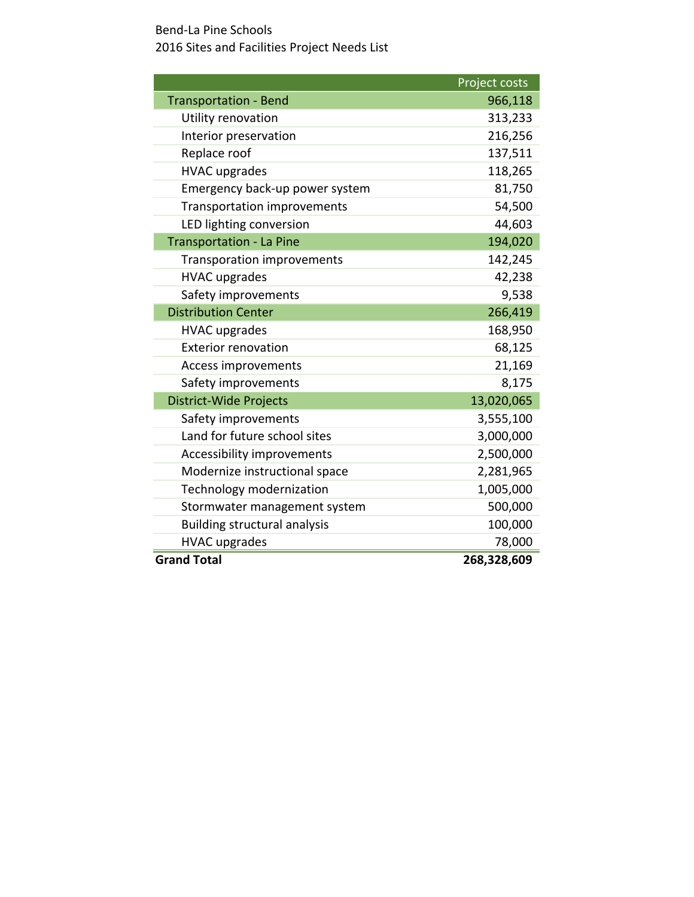Bend-La Pine Schools

2016 Sites and Facilities Project Needs List

| | Project costs |
|---|---|
| Transportation - Bend | 966,118 |
| Utility renovation | 313,233 |
| Interior preservation | 216,256 |
| Replace roof | 137,511 |
| HVAC upgrades | 118,265 |
| Emergency back-up power system | 81,750 |
| Transportation improvements | 54,500 |
| LED lighting conversion | 44,603 |
| Transportation - La Pine | 194,020 |
| Transporation improvements | 142,245 |
| HVAC upgrades | 42,238 |
| Safety improvements | 9,538 |
| Distribution Center | 266,419 |
| HVAC upgrades | 168,950 |
| Exterior renovation | 68,125 |
| Access improvements | 21,169 |
| Safety improvements | 8,175 |
| District-Wide Projects | 13,020,065 |
| Safety improvements | 3,555,100 |
| Land for future school sites | 3,000,000 |
| Accessibility improvements | 2,500,000 |
| Modernize instructional space | 2,281,965 |
| Technology modernization | 1,005,000 |
| Stormwater management system | 500,000 |
| Building structural analysis | 100,000 |
| HVAC upgrades | 78,000 |
| **Grand Total** | **268,328,609** |